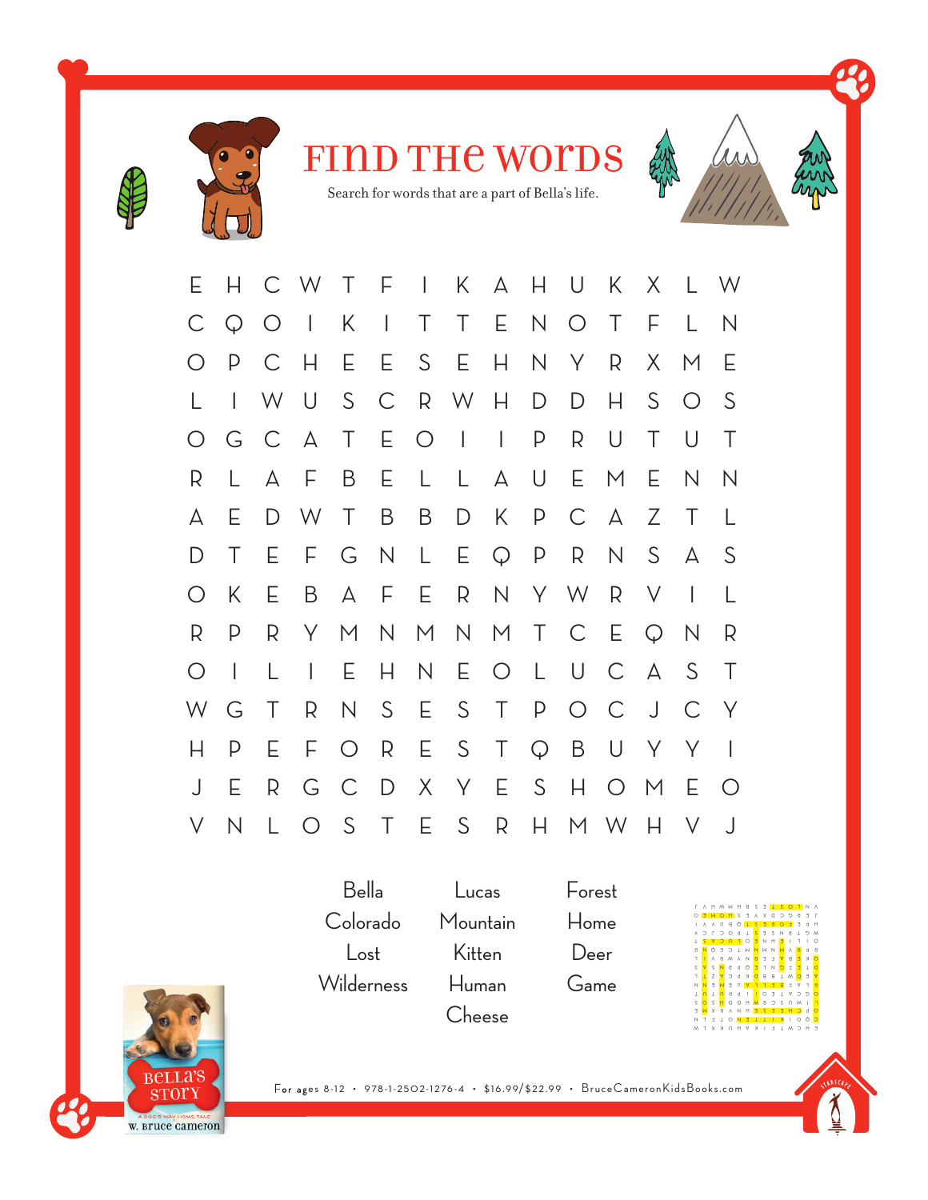# FIND THE WORDS

Search for words that are a part of Bella's life.

```
E H C W T F I K A H U K X L W
C Q O I K I T T E N O T F L N
O P C H E E S E H N Y R X M E
L I W U S C R W H D D H S O S
O G C A T E O I I P R U T U T
R L A F B E L L A U E M E N N
A E D W T B B D K P C A Z T L
D T E F G N L E Q P R N S A S
O K E B A F E R N Y W R V I L
R P R Y M N M N M T C E Q N R
O I L I E H N E O L U C A S T
W G T R N S E S T P O C J C Y
H P E F O R E S T Q B U Y Y I
J E R G C D X Y E S H O M E O
V N L O S T E S R H M W H V J
```

| | | |
|---|---|---|
| Bella | Lucas | Forest |
| Colorado | Mountain | Home |
| Lost | Kitten | Deer |
| Wilderness | Human | Game |
| | Cheese | |

BELLA'S STORY

A DOG'S WAY HOME TALE

W. BRUCE CAMERON

For ages 8-12 • 978-1-2502-1276-4 • $16.99/$22.99 • BruceCameronKidsBooks.com

STARSCAPE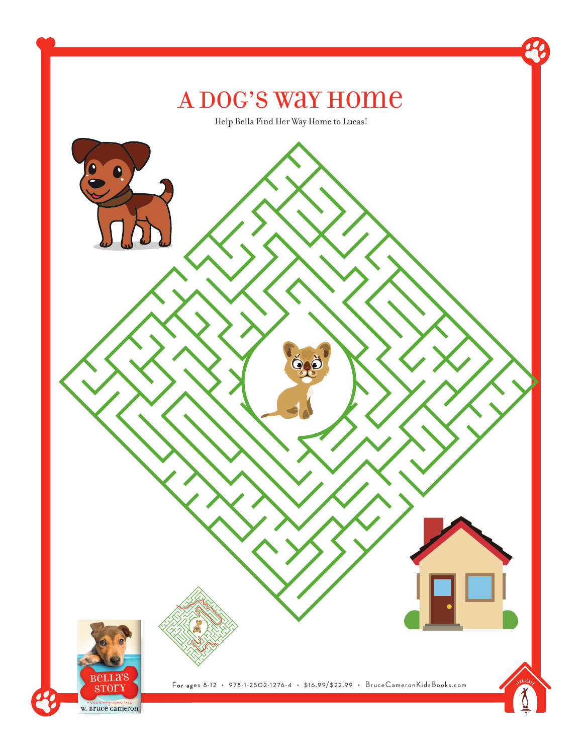# A DOG'S WAY HOME

Help Bella Find Her Way Home to Lucas!

For ages 8-12 • 978-1-2502-1276-4 • $16.99/$22.99 • BruceCameronKidsBooks.com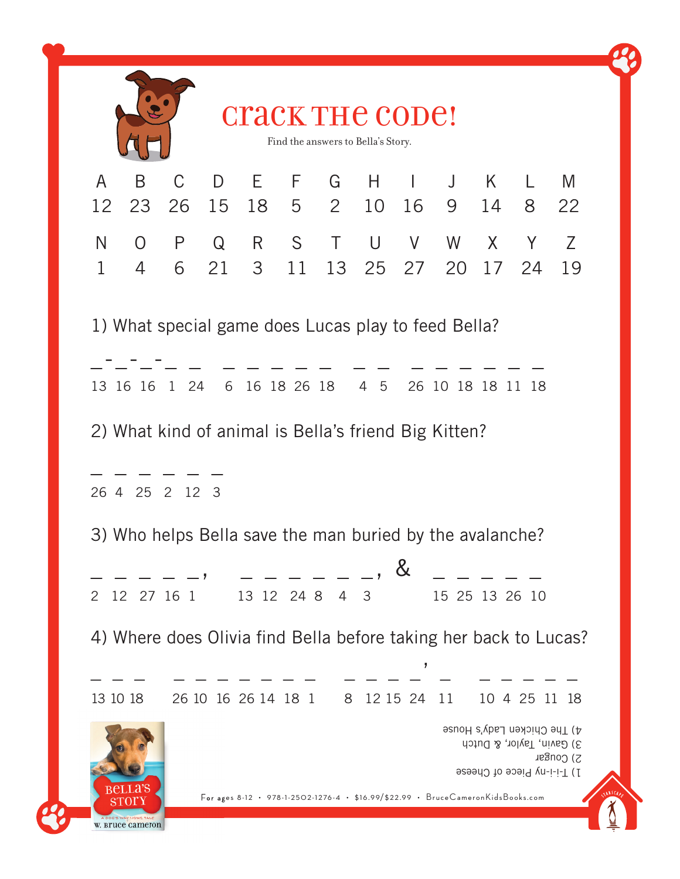# Crack the Code!

Find the answers to Bella's Story.

| A | B | C | D | E | F | G | H | I | J | K | L | M |
|---|---|---|---|---|---|---|---|---|---|---|---|---|
| 12 | 23 | 26 | 15 | 18 | 5 | 2 | 10 | 16 | 9 | 14 | 8 | 22 |
| **N** | **O** | **P** | **Q** | **R** | **S** | **T** | **U** | **V** | **W** | **X** | **Y** | **Z** |
| 1 | 4 | 6 | 21 | 3 | 11 | 13 | 25 | 27 | 20 | 17 | 24 | 19 |

1) What special game does Lucas play to feed Bella?

_-_-_-_ _ &nbsp; _ _ _ _ _ &nbsp; _ _ &nbsp; _ _ _ _ _ _

13 16 16 1 24 &nbsp; 6 16 18 26 18 &nbsp; 4 5 &nbsp; 26 10 18 18 11 18

2) What kind of animal is Bella's friend Big Kitten?

_ _ _ _ _ _

26 4 25 2 12 3

3) Who helps Bella save the man buried by the avalanche?

_ _ _ _ _, &nbsp; _ _ _ _ _ _, & &nbsp; _ _ _ _ _

2 12 27 16 1 &nbsp; 13 12 24 8 4 3 &nbsp; 15 25 13 26 10

4) Where does Olivia find Bella before taking her back to Lucas?

_ _ _ &nbsp; _ _ _ _ _ _ _ &nbsp; _ _ _ _'_ &nbsp; _ _ _ _ _

13 10 18 &nbsp; 26 10 16 26 14 18 1 &nbsp; 8 12 15 24 11 &nbsp; 10 4 25 11 18

1) T-i-i-ny Piece of Cheese
2) Cougar
3) Gavin, Taylor, & Dutch
4) The Chicken Lady's House

For ages 8-12 • 978-1-2502-1276-4 • $16.99/$22.99 • BruceCameronKidsBooks.com